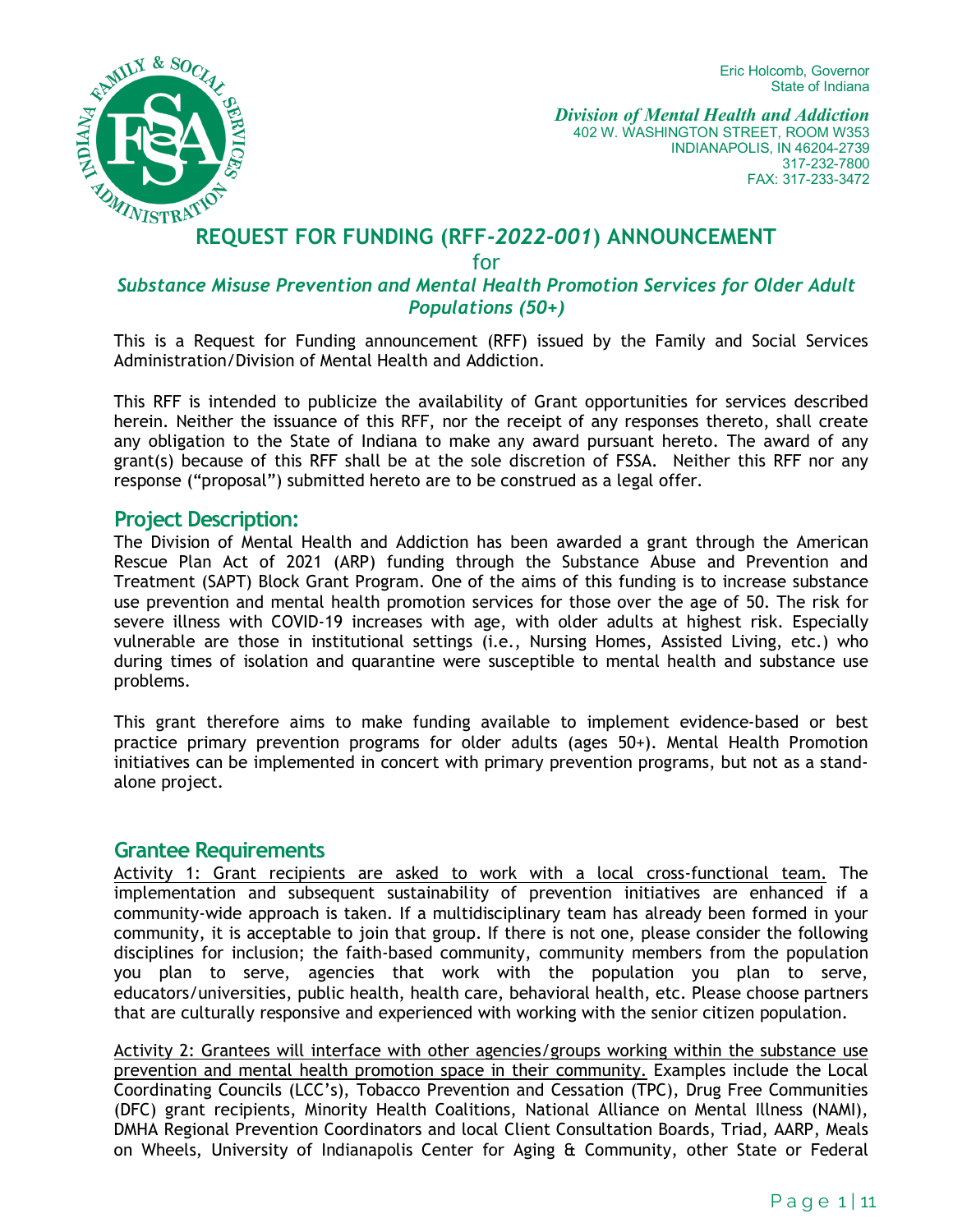Eric Holcomb, Governor
State of Indiana

*Division of Mental Health and Addiction*
402 W. WASHINGTON STREET, ROOM W353
INDIANAPOLIS, IN 46204-2739
317-232-7800
FAX: 317-233-3472

# REQUEST FOR FUNDING (RFF-*2022-001*) ANNOUNCEMENT

for

***Substance Misuse Prevention and Mental Health Promotion Services for Older Adult Populations (50+)***

This is a Request for Funding announcement (RFF) issued by the Family and Social Services Administration/Division of Mental Health and Addiction.

This RFF is intended to publicize the availability of Grant opportunities for services described herein. Neither the issuance of this RFF, nor the receipt of any responses thereto, shall create any obligation to the State of Indiana to make any award pursuant hereto. The award of any grant(s) because of this RFF shall be at the sole discretion of FSSA. Neither this RFF nor any response ("proposal") submitted hereto are to be construed as a legal offer.

## Project Description:

The Division of Mental Health and Addiction has been awarded a grant through the American Rescue Plan Act of 2021 (ARP) funding through the Substance Abuse and Prevention and Treatment (SAPT) Block Grant Program. One of the aims of this funding is to increase substance use prevention and mental health promotion services for those over the age of 50. The risk for severe illness with COVID-19 increases with age, with older adults at highest risk. Especially vulnerable are those in institutional settings (i.e., Nursing Homes, Assisted Living, etc.) who during times of isolation and quarantine were susceptible to mental health and substance use problems.

This grant therefore aims to make funding available to implement evidence-based or best practice primary prevention programs for older adults (ages 50+). Mental Health Promotion initiatives can be implemented in concert with primary prevention programs, but not as a stand-alone project.

## Grantee Requirements

Activity 1: Grant recipients are asked to work with a local cross-functional team. The implementation and subsequent sustainability of prevention initiatives are enhanced if a community-wide approach is taken. If a multidisciplinary team has already been formed in your community, it is acceptable to join that group. If there is not one, please consider the following disciplines for inclusion; the faith-based community, community members from the population you plan to serve, agencies that work with the population you plan to serve, educators/universities, public health, health care, behavioral health, etc. Please choose partners that are culturally responsive and experienced with working with the senior citizen population.

Activity 2: Grantees will interface with other agencies/groups working within the substance use prevention and mental health promotion space in their community. Examples include the Local Coordinating Councils (LCC's), Tobacco Prevention and Cessation (TPC), Drug Free Communities (DFC) grant recipients, Minority Health Coalitions, National Alliance on Mental Illness (NAMI), DMHA Regional Prevention Coordinators and local Client Consultation Boards, Triad, AARP, Meals on Wheels, University of Indianapolis Center for Aging & Community, other State or Federal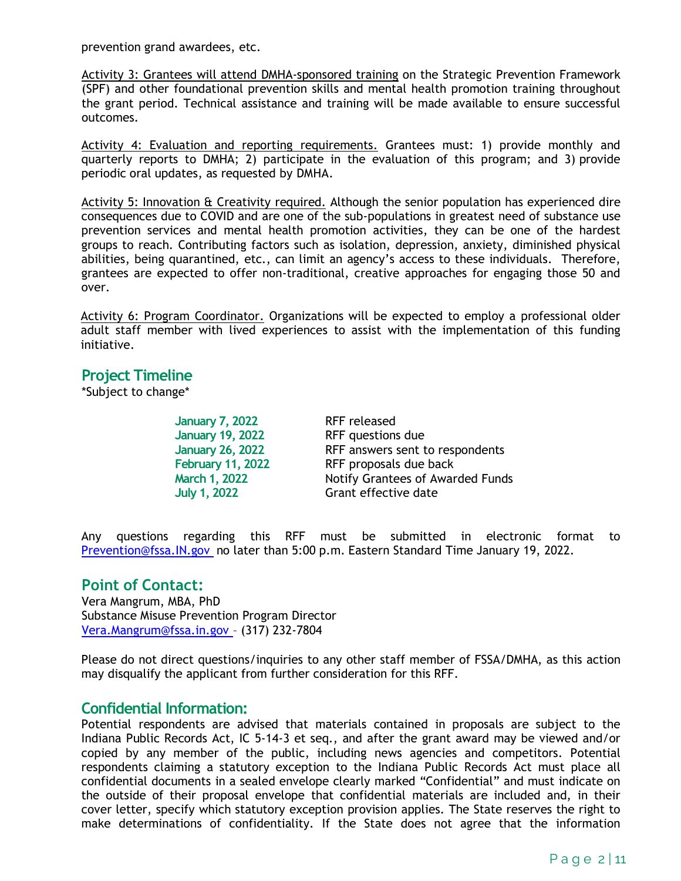prevention grand awardees, etc.

Activity 3: Grantees will attend DMHA-sponsored training on the Strategic Prevention Framework (SPF) and other foundational prevention skills and mental health promotion training throughout the grant period. Technical assistance and training will be made available to ensure successful outcomes.

Activity 4: Evaluation and reporting requirements. Grantees must: 1) provide monthly and quarterly reports to DMHA; 2) participate in the evaluation of this program; and 3) provide periodic oral updates, as requested by DMHA.

Activity 5: Innovation & Creativity required. Although the senior population has experienced dire consequences due to COVID and are one of the sub-populations in greatest need of substance use prevention services and mental health promotion activities, they can be one of the hardest groups to reach. Contributing factors such as isolation, depression, anxiety, diminished physical abilities, being quarantined, etc., can limit an agency's access to these individuals. Therefore, grantees are expected to offer non-traditional, creative approaches for engaging those 50 and over.

Activity 6: Program Coordinator. Organizations will be expected to employ a professional older adult staff member with lived experiences to assist with the implementation of this funding initiative.

## Project Timeline

*Subject to change*

| | |
|---|---|
| **January 7, 2022** | RFF released |
| **January 19, 2022** | RFF questions due |
| **January 26, 2022** | RFF answers sent to respondents |
| **February 11, 2022** | RFF proposals due back |
| **March 1, 2022** | Notify Grantees of Awarded Funds |
| **July 1, 2022** | Grant effective date |

Any questions regarding this RFF must be submitted in electronic format to Prevention@fssa.IN.gov no later than 5:00 p.m. Eastern Standard Time January 19, 2022.

## Point of Contact:

Vera Mangrum, MBA, PhD
Substance Misuse Prevention Program Director
Vera.Mangrum@fssa.in.gov – (317) 232-7804

Please do not direct questions/inquiries to any other staff member of FSSA/DMHA, as this action may disqualify the applicant from further consideration for this RFF.

## Confidential Information:

Potential respondents are advised that materials contained in proposals are subject to the Indiana Public Records Act, IC 5-14-3 et seq., and after the grant award may be viewed and/or copied by any member of the public, including news agencies and competitors. Potential respondents claiming a statutory exception to the Indiana Public Records Act must place all confidential documents in a sealed envelope clearly marked "Confidential" and must indicate on the outside of their proposal envelope that confidential materials are included and, in their cover letter, specify which statutory exception provision applies. The State reserves the right to make determinations of confidentiality. If the State does not agree that the information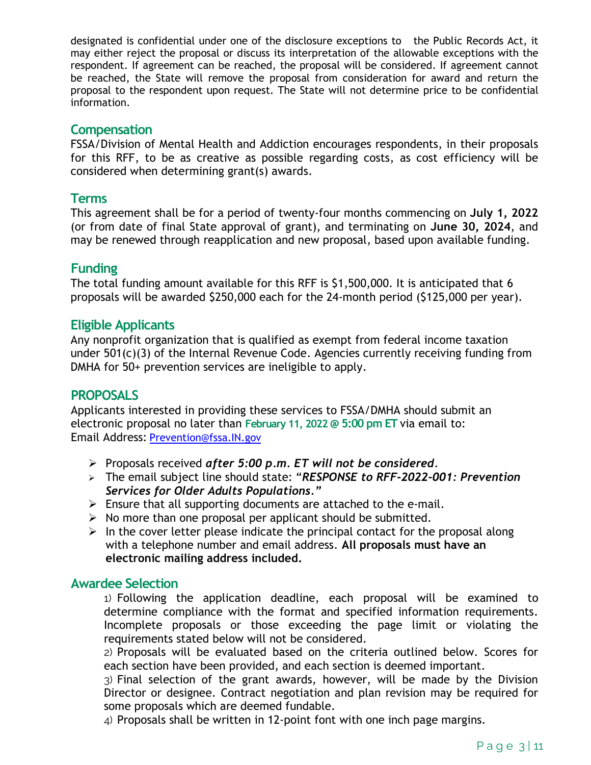designated is confidential under one of the disclosure exceptions to the Public Records Act, it may either reject the proposal or discuss its interpretation of the allowable exceptions with the respondent. If agreement can be reached, the proposal will be considered. If agreement cannot be reached, the State will remove the proposal from consideration for award and return the proposal to the respondent upon request. The State will not determine price to be confidential information.

## Compensation

FSSA/Division of Mental Health and Addiction encourages respondents, in their proposals for this RFF, to be as creative as possible regarding costs, as cost efficiency will be considered when determining grant(s) awards.

## Terms

This agreement shall be for a period of twenty-four months commencing on **July 1, 2022** (or from date of final State approval of grant), and terminating on **June 30, 2024**, and may be renewed through reapplication and new proposal, based upon available funding.

## Funding

The total funding amount available for this RFF is $1,500,000. It is anticipated that 6 proposals will be awarded $250,000 each for the 24-month period ($125,000 per year).

## Eligible Applicants

Any nonprofit organization that is qualified as exempt from federal income taxation under 501(c)(3) of the Internal Revenue Code. Agencies currently receiving funding from DMHA for 50+ prevention services are ineligible to apply.

## PROPOSALS

Applicants interested in providing these services to FSSA/DMHA should submit an electronic proposal no later than **February 11, 2022 @ 5:00 pm ET** via email to:
Email Address: Prevention@fssa.IN.gov

- Proposals received ***after 5:00 p.m. ET will not be considered***.
- The email subject line should state: *"**RESPONSE to RFF-2022-001: Prevention Services for Older Adults Populations**."*
- Ensure that all supporting documents are attached to the e-mail.
- No more than one proposal per applicant should be submitted.
- In the cover letter please indicate the principal contact for the proposal along with a telephone number and email address. **All proposals must have an electronic mailing address included.**

## Awardee Selection

1) Following the application deadline, each proposal will be examined to determine compliance with the format and specified information requirements. Incomplete proposals or those exceeding the page limit or violating the requirements stated below will not be considered.

2) Proposals will be evaluated based on the criteria outlined below. Scores for each section have been provided, and each section is deemed important.

3) Final selection of the grant awards, however, will be made by the Division Director or designee. Contract negotiation and plan revision may be required for some proposals which are deemed fundable.

4) Proposals shall be written in 12-point font with one inch page margins.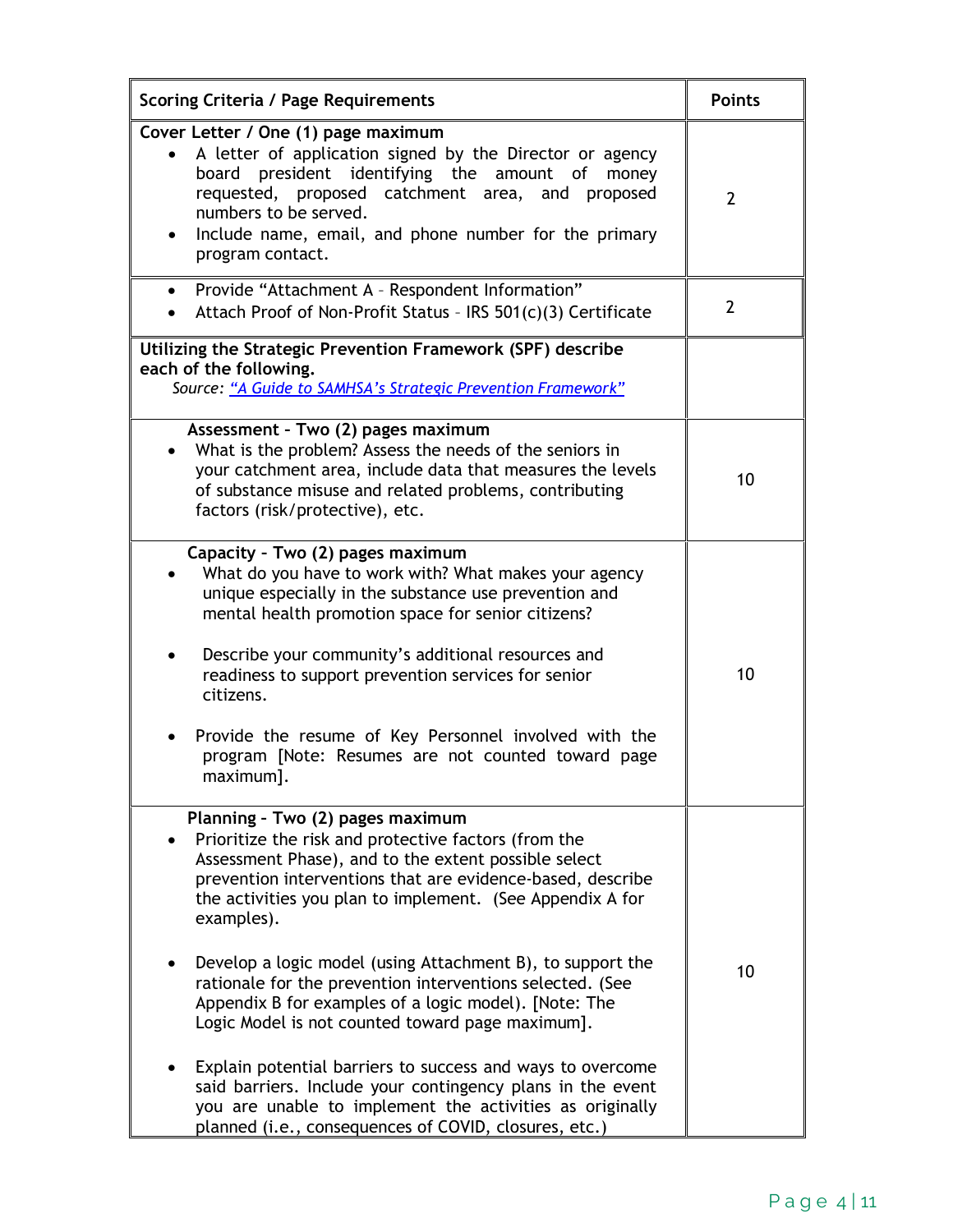| Scoring Criteria / Page Requirements | Points |
|---|---|
| **Cover Letter / One (1) page maximum**<br>• A letter of application signed by the Director or agency board president identifying the amount of money requested, proposed catchment area, and proposed numbers to be served.<br>• Include name, email, and phone number for the primary program contact. | 2 |
| • Provide "Attachment A – Respondent Information"<br>• Attach Proof of Non-Profit Status – IRS 501(c)(3) Certificate | 2 |
| **Utilizing the Strategic Prevention Framework (SPF) describe each of the following.**<br>*Source: ["A Guide to SAMHSA's Strategic Prevention Framework"]()* | |
| **Assessment – Two (2) pages maximum**<br>• What is the problem? Assess the needs of the seniors in your catchment area, include data that measures the levels of substance misuse and related problems, contributing factors (risk/protective), etc. | 10 |
| **Capacity – Two (2) pages maximum**<br>• What do you have to work with? What makes your agency unique especially in the substance use prevention and mental health promotion space for senior citizens?<br>• Describe your community's additional resources and readiness to support prevention services for senior citizens.<br>• Provide the resume of Key Personnel involved with the program [Note: Resumes are not counted toward page maximum]. | 10 |
| **Planning – Two (2) pages maximum**<br>• Prioritize the risk and protective factors (from the Assessment Phase), and to the extent possible select prevention interventions that are evidence-based, describe the activities you plan to implement. (See Appendix A for examples).<br>• Develop a logic model (using Attachment B), to support the rationale for the prevention interventions selected. (See Appendix B for examples of a logic model). [Note: The Logic Model is not counted toward page maximum].<br>• Explain potential barriers to success and ways to overcome said barriers. Include your contingency plans in the event you are unable to implement the activities as originally planned (i.e., consequences of COVID, closures, etc.) | 10 |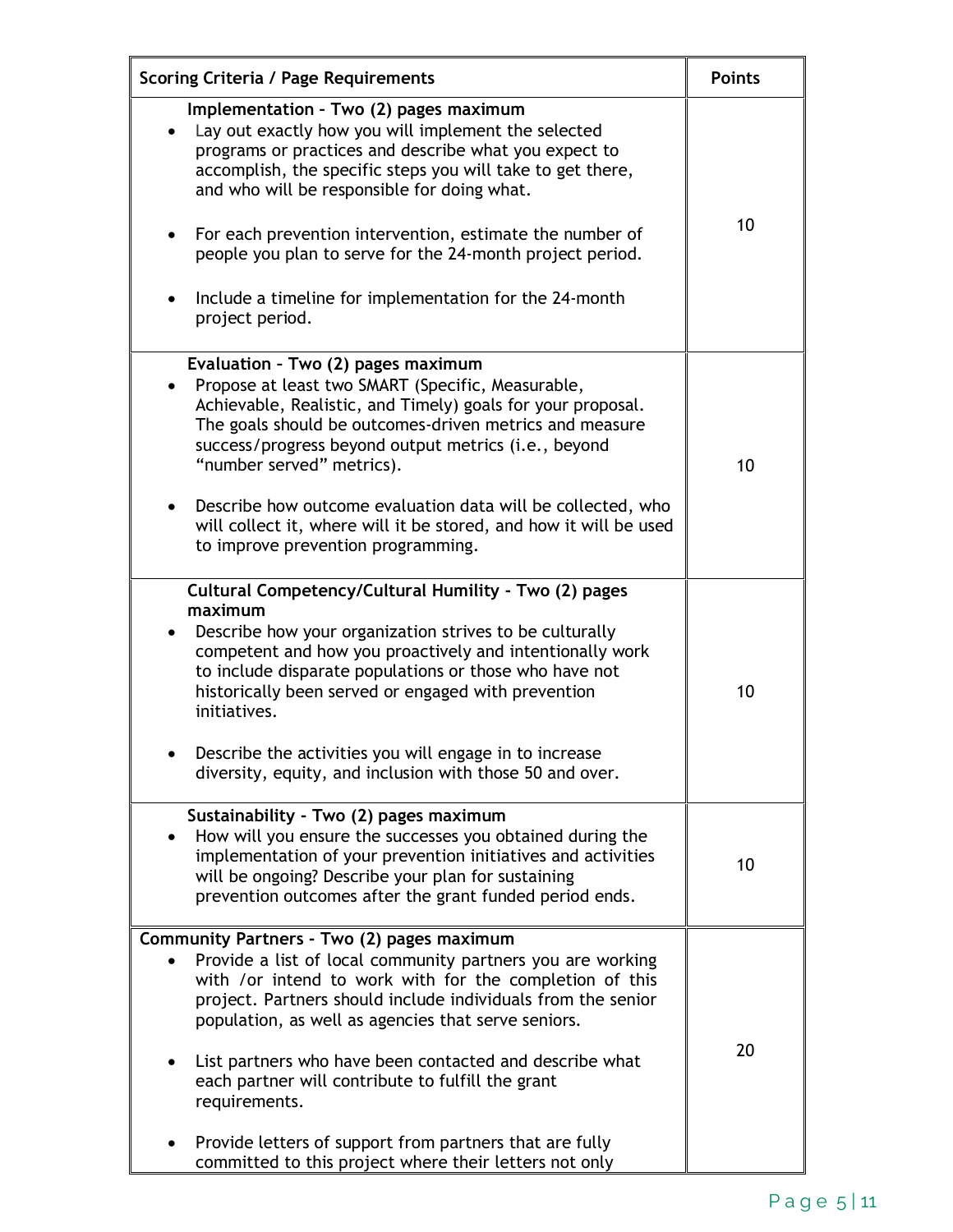| Scoring Criteria / Page Requirements | Points |
| --- | --- |
| **Implementation – Two (2) pages maximum**<br>• Lay out exactly how you will implement the selected programs or practices and describe what you expect to accomplish, the specific steps you will take to get there, and who will be responsible for doing what.<br><br>• For each prevention intervention, estimate the number of people you plan to serve for the 24-month project period.<br><br>• Include a timeline for implementation for the 24-month project period. | 10 |
| **Evaluation – Two (2) pages maximum**<br>• Propose at least two SMART (Specific, Measurable, Achievable, Realistic, and Timely) goals for your proposal. The goals should be outcomes-driven metrics and measure success/progress beyond output metrics (i.e., beyond "number served" metrics).<br><br>• Describe how outcome evaluation data will be collected, who will collect it, where will it be stored, and how it will be used to improve prevention programming. | 10 |
| **Cultural Competency/Cultural Humility - Two (2) pages maximum**<br>• Describe how your organization strives to be culturally competent and how you proactively and intentionally work to include disparate populations or those who have not historically been served or engaged with prevention initiatives.<br><br>• Describe the activities you will engage in to increase diversity, equity, and inclusion with those 50 and over. | 10 |
| **Sustainability - Two (2) pages maximum**<br>• How will you ensure the successes you obtained during the implementation of your prevention initiatives and activities will be ongoing? Describe your plan for sustaining prevention outcomes after the grant funded period ends. | 10 |
| **Community Partners - Two (2) pages maximum**<br>• Provide a list of local community partners you are working with /or intend to work with for the completion of this project. Partners should include individuals from the senior population, as well as agencies that serve seniors.<br><br>• List partners who have been contacted and describe what each partner will contribute to fulfill the grant requirements.<br><br>• Provide letters of support from partners that are fully committed to this project where their letters not only | 20 |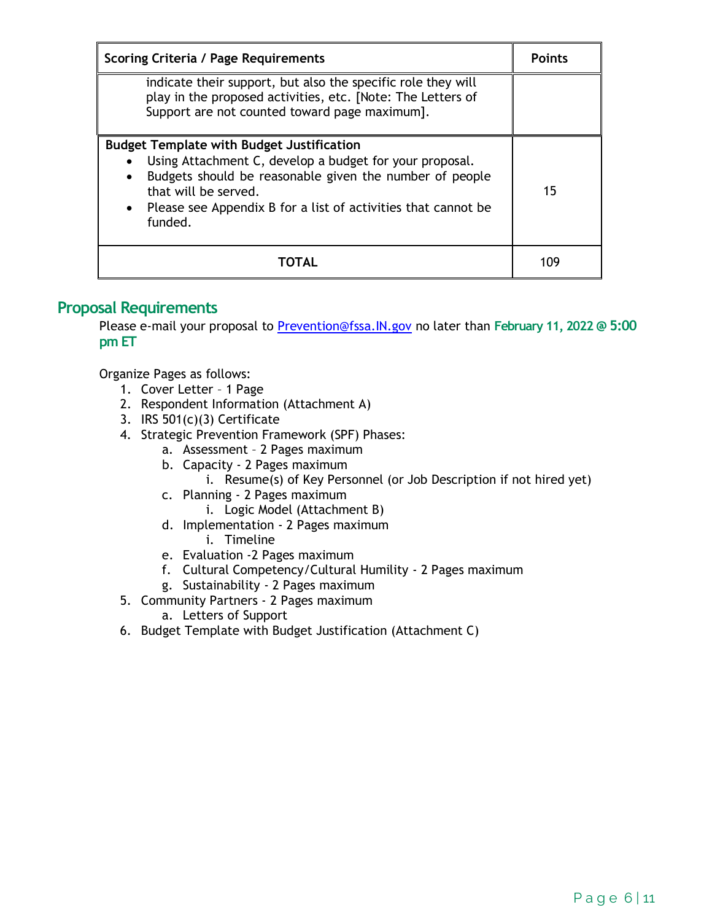| Scoring Criteria / Page Requirements | Points |
|---|---|
| indicate their support, but also the specific role they will play in the proposed activities, etc. [Note: The Letters of Support are not counted toward page maximum]. | |
| **Budget Template with Budget Justification**<br>• Using Attachment C, develop a budget for your proposal.<br>• Budgets should be reasonable given the number of people that will be served.<br>• Please see Appendix B for a list of activities that cannot be funded. | 15 |
| **TOTAL** | 109 |

## Proposal Requirements

Please e-mail your proposal to Prevention@fssa.IN.gov no later than **February 11, 2022 @ 5:00 pm ET**

Organize Pages as follows:

1. Cover Letter – 1 Page
2. Respondent Information (Attachment A)
3. IRS 501(c)(3) Certificate
4. Strategic Prevention Framework (SPF) Phases:
   a. Assessment – 2 Pages maximum
   b. Capacity - 2 Pages maximum
      i. Resume(s) of Key Personnel (or Job Description if not hired yet)
   c. Planning - 2 Pages maximum
      i. Logic Model (Attachment B)
   d. Implementation - 2 Pages maximum
      i. Timeline
   e. Evaluation -2 Pages maximum
   f. Cultural Competency/Cultural Humility - 2 Pages maximum
   g. Sustainability - 2 Pages maximum
5. Community Partners - 2 Pages maximum
   a. Letters of Support
6. Budget Template with Budget Justification (Attachment C)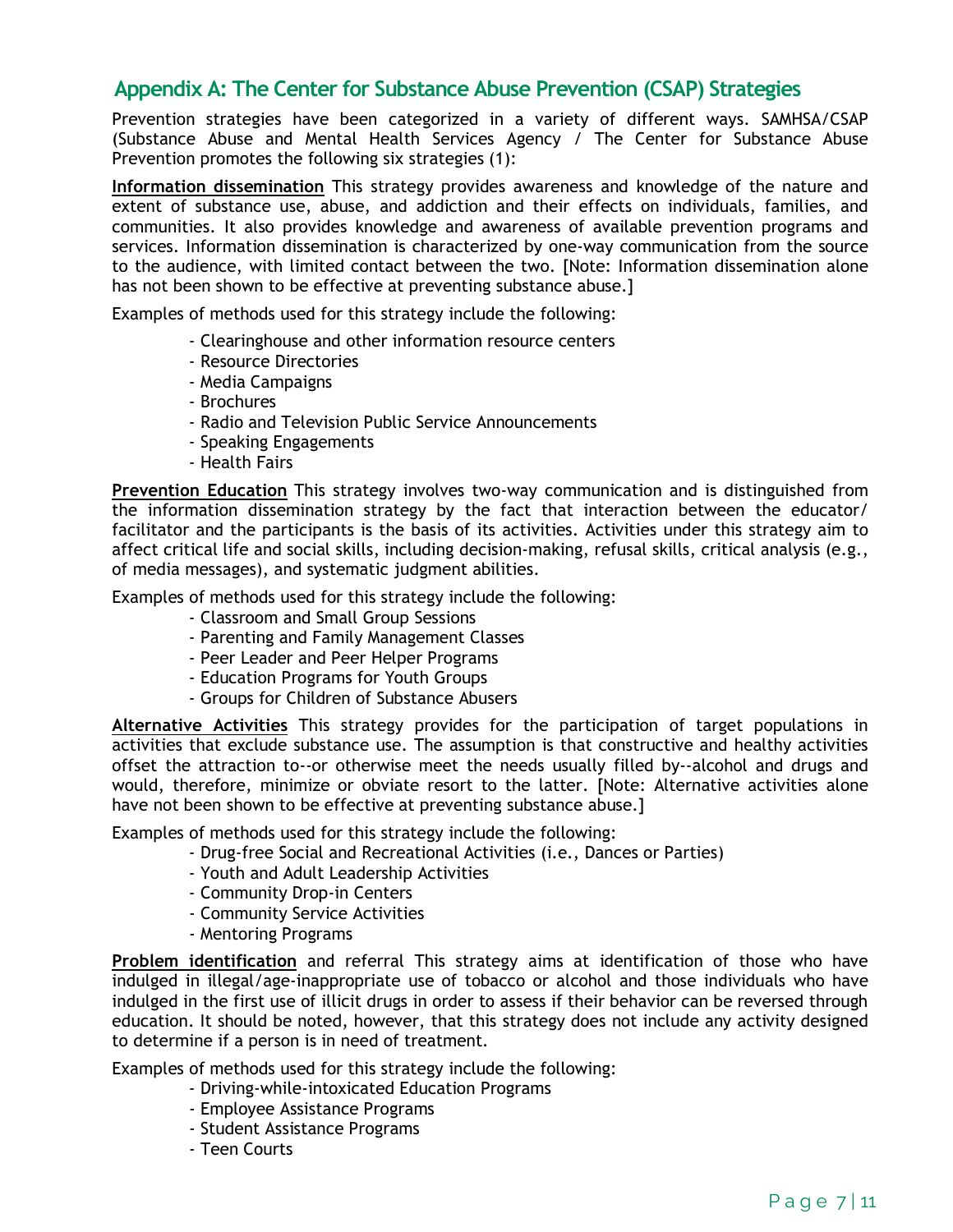## Appendix A: The Center for Substance Abuse Prevention (CSAP) Strategies

Prevention strategies have been categorized in a variety of different ways. SAMHSA/CSAP (Substance Abuse and Mental Health Services Agency / The Center for Substance Abuse Prevention promotes the following six strategies (1):

**Information dissemination** This strategy provides awareness and knowledge of the nature and extent of substance use, abuse, and addiction and their effects on individuals, families, and communities. It also provides knowledge and awareness of available prevention programs and services. Information dissemination is characterized by one-way communication from the source to the audience, with limited contact between the two. [Note: Information dissemination alone has not been shown to be effective at preventing substance abuse.]

Examples of methods used for this strategy include the following:

- Clearinghouse and other information resource centers
- Resource Directories
- Media Campaigns
- Brochures
- Radio and Television Public Service Announcements
- Speaking Engagements
- Health Fairs

**Prevention Education** This strategy involves two-way communication and is distinguished from the information dissemination strategy by the fact that interaction between the educator/ facilitator and the participants is the basis of its activities. Activities under this strategy aim to affect critical life and social skills, including decision-making, refusal skills, critical analysis (e.g., of media messages), and systematic judgment abilities.

Examples of methods used for this strategy include the following:

- Classroom and Small Group Sessions
- Parenting and Family Management Classes
- Peer Leader and Peer Helper Programs
- Education Programs for Youth Groups
- Groups for Children of Substance Abusers

**Alternative Activities** This strategy provides for the participation of target populations in activities that exclude substance use. The assumption is that constructive and healthy activities offset the attraction to--or otherwise meet the needs usually filled by--alcohol and drugs and would, therefore, minimize or obviate resort to the latter. [Note: Alternative activities alone have not been shown to be effective at preventing substance abuse.]

Examples of methods used for this strategy include the following:

- Drug-free Social and Recreational Activities (i.e., Dances or Parties)
- Youth and Adult Leadership Activities
- Community Drop-in Centers
- Community Service Activities
- Mentoring Programs

**Problem identification** and referral This strategy aims at identification of those who have indulged in illegal/age-inappropriate use of tobacco or alcohol and those individuals who have indulged in the first use of illicit drugs in order to assess if their behavior can be reversed through education. It should be noted, however, that this strategy does not include any activity designed to determine if a person is in need of treatment.

Examples of methods used for this strategy include the following:

- Driving-while-intoxicated Education Programs
- Employee Assistance Programs
- Student Assistance Programs
- Teen Courts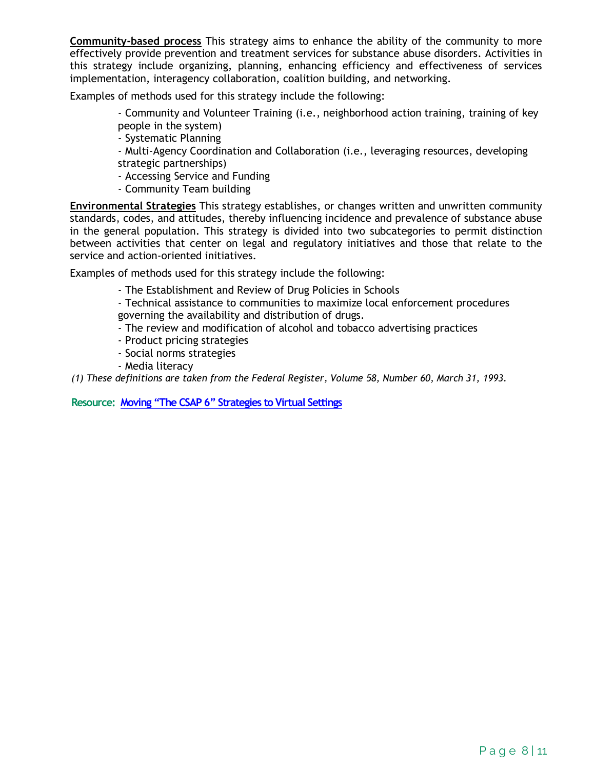**Community-based process** This strategy aims to enhance the ability of the community to more effectively provide prevention and treatment services for substance abuse disorders. Activities in this strategy include organizing, planning, enhancing efficiency and effectiveness of services implementation, interagency collaboration, coalition building, and networking.

Examples of methods used for this strategy include the following:

- Community and Volunteer Training (i.e., neighborhood action training, training of key people in the system)
- Systematic Planning
- Multi-Agency Coordination and Collaboration (i.e., leveraging resources, developing strategic partnerships)
- Accessing Service and Funding
- Community Team building

**Environmental Strategies** This strategy establishes, or changes written and unwritten community standards, codes, and attitudes, thereby influencing incidence and prevalence of substance abuse in the general population. This strategy is divided into two subcategories to permit distinction between activities that center on legal and regulatory initiatives and those that relate to the service and action-oriented initiatives.

Examples of methods used for this strategy include the following:

- The Establishment and Review of Drug Policies in Schools
- Technical assistance to communities to maximize local enforcement procedures governing the availability and distribution of drugs.
- The review and modification of alcohol and tobacco advertising practices
- Product pricing strategies
- Social norms strategies
- Media literacy

*(1) These definitions are taken from the Federal Register, Volume 58, Number 60, March 31, 1993.*

**Resource:** Moving "The CSAP 6" Strategies to Virtual Settings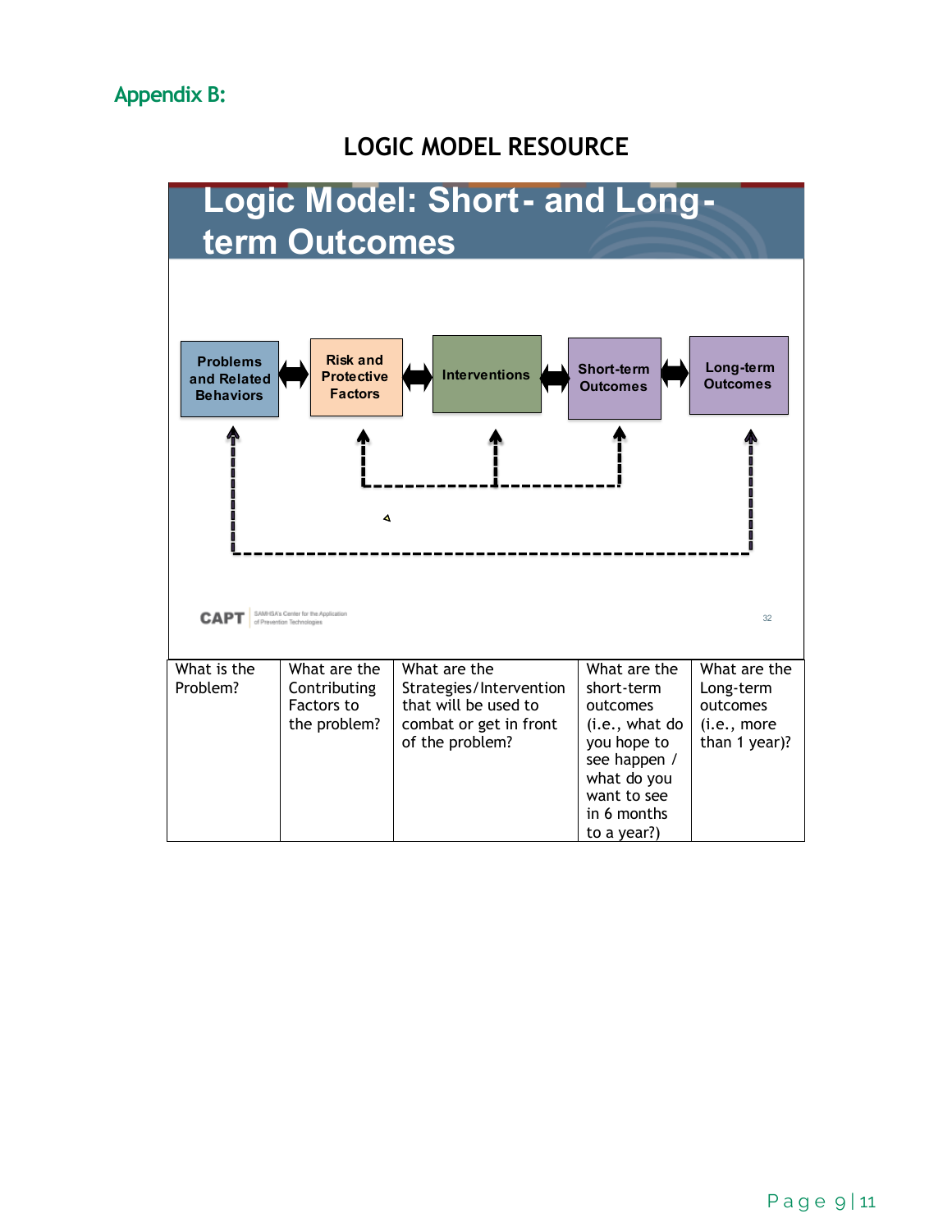## Appendix B:

# LOGIC MODEL RESOURCE

## Logic Model: Short- and Long-term Outcomes

Problems and Related Behaviors ⟷ Risk and Protective Factors ⟷ Interventions ⟷ Short-term Outcomes ⟷ Long-term Outcomes

CAPT SAMHSA's Center for the Application of Prevention Technologies

32

| What is the Problem? | What are the Contributing Factors to the problem? | What are the Strategies/Intervention that will be used to combat or get in front of the problem? | What are the short-term outcomes (i.e., what do you hope to see happen / what do you want to see in 6 months to a year?) | What are the Long-term outcomes (i.e., more than 1 year)? |
|---|---|---|---|---|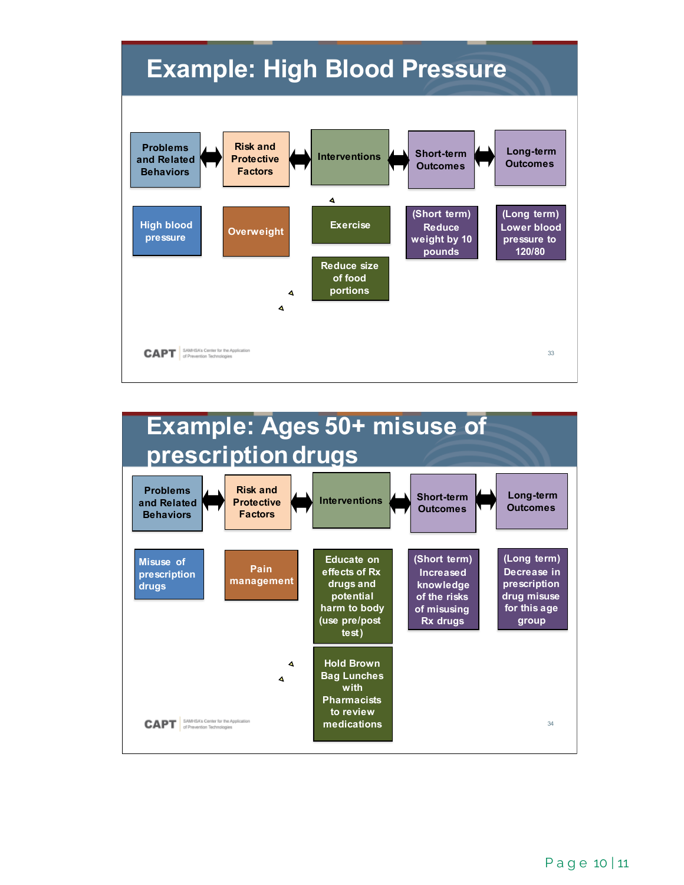## Example: High Blood Pressure

| Problems and Related Behaviors | Risk and Protective Factors | Interventions | Short-term Outcomes | Long-term Outcomes |
|---|---|---|---|---|
| High blood pressure | Overweight | Exercise | (Short term) Reduce weight by 10 pounds | (Long term) Lower blood pressure to 120/80 |
| | | Reduce size of food portions | | |

## Example: Ages 50+ misuse of prescription drugs

| Problems and Related Behaviors | Risk and Protective Factors | Interventions | Short-term Outcomes | Long-term Outcomes |
|---|---|---|---|---|
| Misuse of prescription drugs | Pain management | Educate on effects of Rx drugs and potential harm to body (use pre/post test) | (Short term) Increased knowledge of the risks of misusing Rx drugs | (Long term) Decrease in prescription drug misuse for this age group |
| | | Hold Brown Bag Lunches with Pharmacists to review medications | | |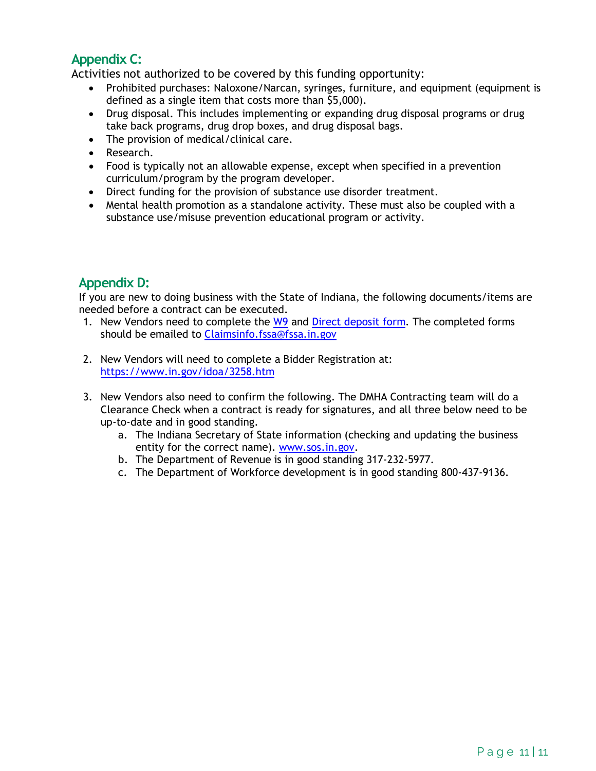## Appendix C:

Activities not authorized to be covered by this funding opportunity:

- Prohibited purchases: Naloxone/Narcan, syringes, furniture, and equipment (equipment is defined as a single item that costs more than $5,000).
- Drug disposal. This includes implementing or expanding drug disposal programs or drug take back programs, drug drop boxes, and drug disposal bags.
- The provision of medical/clinical care.
- Research.
- Food is typically not an allowable expense, except when specified in a prevention curriculum/program by the program developer.
- Direct funding for the provision of substance use disorder treatment.
- Mental health promotion as a standalone activity. These must also be coupled with a substance use/misuse prevention educational program or activity.

## Appendix D:

If you are new to doing business with the State of Indiana, the following documents/items are needed before a contract can be executed.

1. New Vendors need to complete the W9 and Direct deposit form. The completed forms should be emailed to Claimsinfo.fssa@fssa.in.gov
2. New Vendors will need to complete a Bidder Registration at: https://www.in.gov/idoa/3258.htm
3. New Vendors also need to confirm the following. The DMHA Contracting team will do a Clearance Check when a contract is ready for signatures, and all three below need to be up-to-date and in good standing.
   a. The Indiana Secretary of State information (checking and updating the business entity for the correct name). www.sos.in.gov.
   b. The Department of Revenue is in good standing 317-232-5977.
   c. The Department of Workforce development is in good standing 800-437-9136.